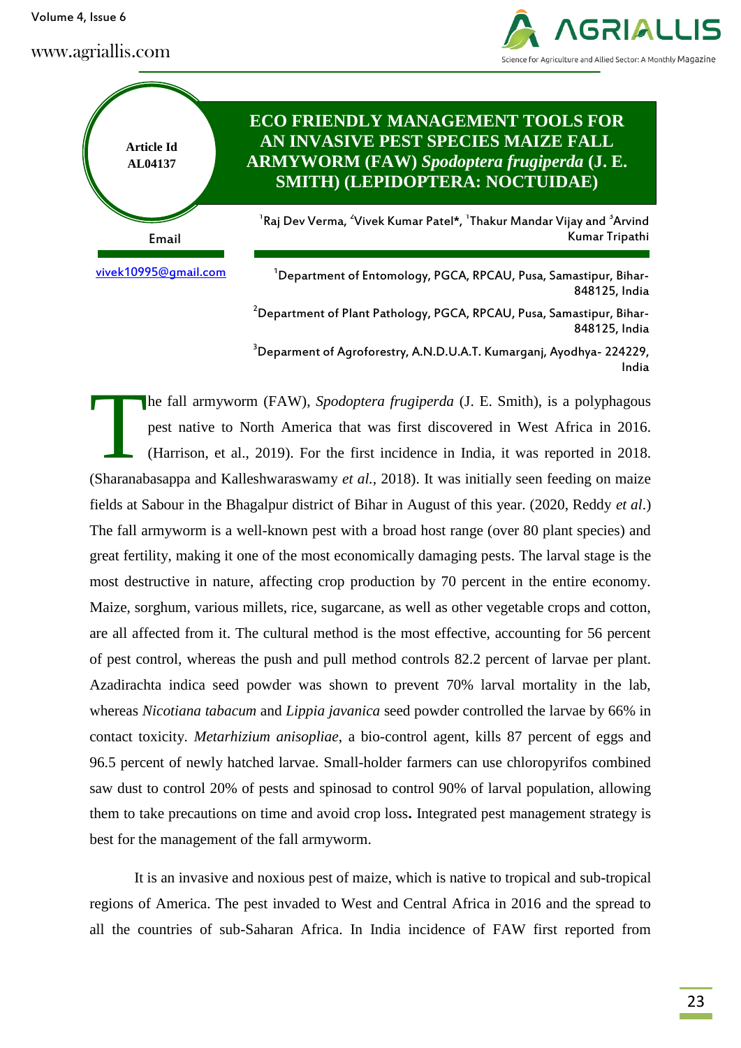Article Id
AL04137

Email

vivek10995@gmail.com

# ECO FRIENDLY MANAGEMENT TOOLS FOR AN INVASIVE PEST SPECIES MAIZE FALL ARMYWORM (FAW) *Spodoptera frugiperda* (J. E. SMITH) (LEPIDOPTERA: NOCTUIDAE)

[1]Raj Dev Verma, [2]Vivek Kumar Patel*, [1]Thakur Mandar Vijay and [3]Arvind Kumar Tripathi

[1]Department of Entomology, PGCA, RPCAU, Pusa, Samastipur, Bihar-848125, India

[2]Department of Plant Pathology, PGCA, RPCAU, Pusa, Samastipur, Bihar-848125, India

[3]Deparment of Agroforestry, A.N.D.U.A.T. Kumarganj, Ayodhya- 224229, India

The fall armyworm (FAW), *Spodoptera frugiperda* (J. E. Smith), is a polyphagous pest native to North America that was first discovered in West Africa in 2016. (Harrison, et al., 2019). For the first incidence in India, it was reported in 2018. (Sharanabasappa and Kalleshwaraswamy *et al.,* 2018). It was initially seen feeding on maize fields at Sabour in the Bhagalpur district of Bihar in August of this year. (2020, Reddy *et al*.) The fall armyworm is a well-known pest with a broad host range (over 80 plant species) and great fertility, making it one of the most economically damaging pests. The larval stage is the most destructive in nature, affecting crop production by 70 percent in the entire economy. Maize, sorghum, various millets, rice, sugarcane, as well as other vegetable crops and cotton, are all affected from it. The cultural method is the most effective, accounting for 56 percent of pest control, whereas the push and pull method controls 82.2 percent of larvae per plant. Azadirachta indica seed powder was shown to prevent 70% larval mortality in the lab, whereas *Nicotiana tabacum* and *Lippia javanica* seed powder controlled the larvae by 66% in contact toxicity. *Metarhizium anisopliae*, a bio-control agent, kills 87 percent of eggs and 96.5 percent of newly hatched larvae. Small-holder farmers can use chloropyrifos combined saw dust to control 20% of pests and spinosad to control 90% of larval population, allowing them to take precautions on time and avoid crop loss**.** Integrated pest management strategy is best for the management of the fall armyworm.

It is an invasive and noxious pest of maize, which is native to tropical and sub-tropical regions of America. The pest invaded to West and Central Africa in 2016 and the spread to all the countries of sub-Saharan Africa. In India incidence of FAW first reported from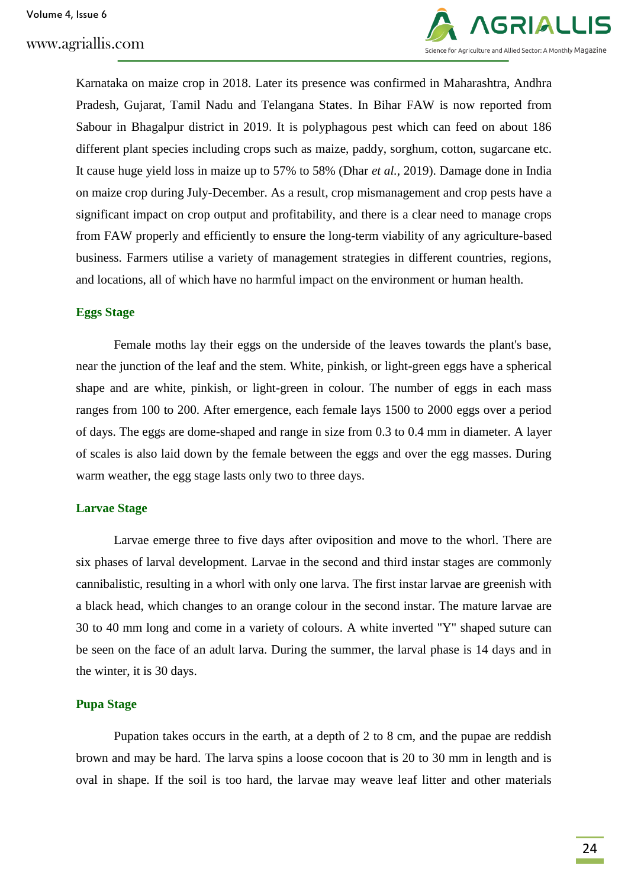Karnataka on maize crop in 2018. Later its presence was confirmed in Maharashtra, Andhra Pradesh, Gujarat, Tamil Nadu and Telangana States. In Bihar FAW is now reported from Sabour in Bhagalpur district in 2019. It is polyphagous pest which can feed on about 186 different plant species including crops such as maize, paddy, sorghum, cotton, sugarcane etc. It cause huge yield loss in maize up to 57% to 58% (Dhar *et al.*, 2019). Damage done in India on maize crop during July-December. As a result, crop mismanagement and crop pests have a significant impact on crop output and profitability, and there is a clear need to manage crops from FAW properly and efficiently to ensure the long-term viability of any agriculture-based business. Farmers utilise a variety of management strategies in different countries, regions, and locations, all of which have no harmful impact on the environment or human health.

### Eggs Stage

Female moths lay their eggs on the underside of the leaves towards the plant's base, near the junction of the leaf and the stem. White, pinkish, or light-green eggs have a spherical shape and are white, pinkish, or light-green in colour. The number of eggs in each mass ranges from 100 to 200. After emergence, each female lays 1500 to 2000 eggs over a period of days. The eggs are dome-shaped and range in size from 0.3 to 0.4 mm in diameter. A layer of scales is also laid down by the female between the eggs and over the egg masses. During warm weather, the egg stage lasts only two to three days.

### Larvae Stage

Larvae emerge three to five days after oviposition and move to the whorl. There are six phases of larval development. Larvae in the second and third instar stages are commonly cannibalistic, resulting in a whorl with only one larva. The first instar larvae are greenish with a black head, which changes to an orange colour in the second instar. The mature larvae are 30 to 40 mm long and come in a variety of colours. A white inverted "Y" shaped suture can be seen on the face of an adult larva. During the summer, the larval phase is 14 days and in the winter, it is 30 days.

### Pupa Stage

Pupation takes occurs in the earth, at a depth of 2 to 8 cm, and the pupae are reddish brown and may be hard. The larva spins a loose cocoon that is 20 to 30 mm in length and is oval in shape. If the soil is too hard, the larvae may weave leaf litter and other materials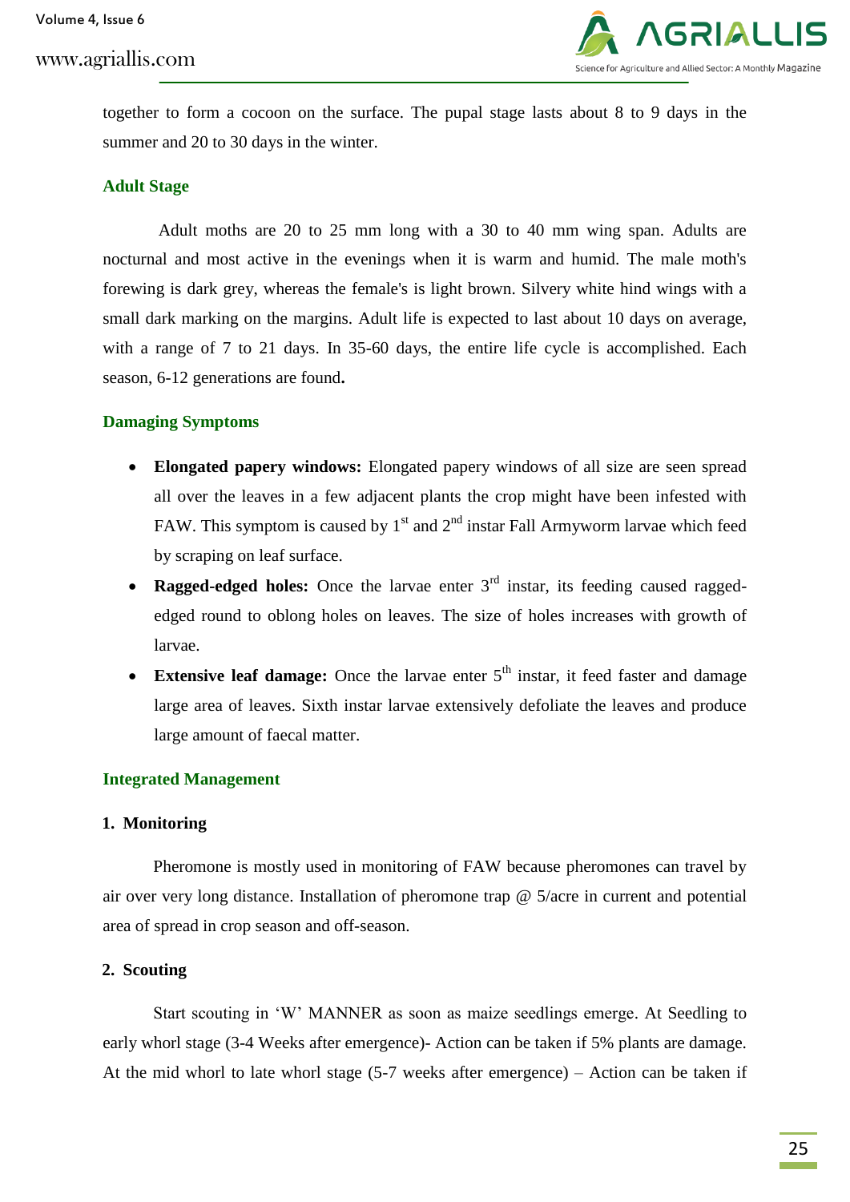together to form a cocoon on the surface. The pupal stage lasts about 8 to 9 days in the summer and 20 to 30 days in the winter.

### Adult Stage

Adult moths are 20 to 25 mm long with a 30 to 40 mm wing span. Adults are nocturnal and most active in the evenings when it is warm and humid. The male moth's forewing is dark grey, whereas the female's is light brown. Silvery white hind wings with a small dark marking on the margins. Adult life is expected to last about 10 days on average, with a range of 7 to 21 days. In 35-60 days, the entire life cycle is accomplished. Each season, 6-12 generations are found**.**

### Damaging Symptoms

- **Elongated papery windows:** Elongated papery windows of all size are seen spread all over the leaves in a few adjacent plants the crop might have been infested with FAW. This symptom is caused by 1$^{st}$ and 2$^{nd}$ instar Fall Armyworm larvae which feed by scraping on leaf surface.
- **Ragged-edged holes:** Once the larvae enter 3$^{rd}$ instar, its feeding caused ragged-edged round to oblong holes on leaves. The size of holes increases with growth of larvae.
- **Extensive leaf damage:** Once the larvae enter 5$^{th}$ instar, it feed faster and damage large area of leaves. Sixth instar larvae extensively defoliate the leaves and produce large amount of faecal matter.

### Integrated Management

#### 1. Monitoring

Pheromone is mostly used in monitoring of FAW because pheromones can travel by air over very long distance. Installation of pheromone trap @ 5/acre in current and potential area of spread in crop season and off-season.

#### 2. Scouting

Start scouting in 'W' MANNER as soon as maize seedlings emerge. At Seedling to early whorl stage (3-4 Weeks after emergence)- Action can be taken if 5% plants are damage. At the mid whorl to late whorl stage (5-7 weeks after emergence) – Action can be taken if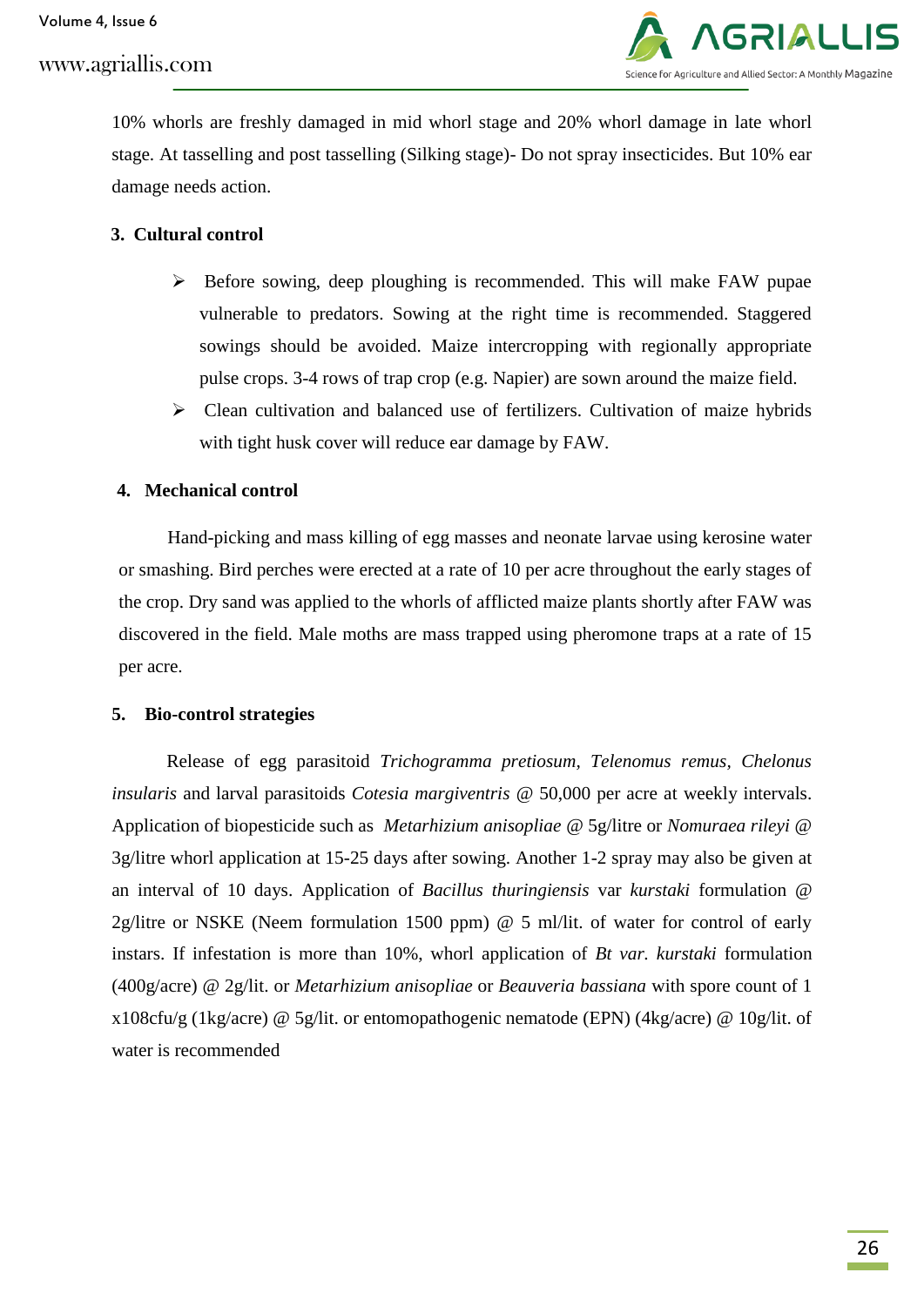10% whorls are freshly damaged in mid whorl stage and 20% whorl damage in late whorl stage. At tasselling and post tasselling (Silking stage)- Do not spray insecticides. But 10% ear damage needs action.

### 3. Cultural control

- Before sowing, deep ploughing is recommended. This will make FAW pupae vulnerable to predators. Sowing at the right time is recommended. Staggered sowings should be avoided. Maize intercropping with regionally appropriate pulse crops. 3-4 rows of trap crop (e.g. Napier) are sown around the maize field.
- Clean cultivation and balanced use of fertilizers. Cultivation of maize hybrids with tight husk cover will reduce ear damage by FAW.

### 4. Mechanical control

Hand-picking and mass killing of egg masses and neonate larvae using kerosine water or smashing. Bird perches were erected at a rate of 10 per acre throughout the early stages of the crop. Dry sand was applied to the whorls of afflicted maize plants shortly after FAW was discovered in the field. Male moths are mass trapped using pheromone traps at a rate of 15 per acre.

### 5. Bio-control strategies

Release of egg parasitoid *Trichogramma pretiosum*, *Telenomus remus*, *Chelonus insularis* and larval parasitoids *Cotesia margiventris* @ 50,000 per acre at weekly intervals. Application of biopesticide such as *Metarhizium anisopliae* @ 5g/litre or *Nomuraea rileyi* @ 3g/litre whorl application at 15-25 days after sowing. Another 1-2 spray may also be given at an interval of 10 days. Application of *Bacillus thuringiensis* var *kurstaki* formulation @ 2g/litre or NSKE (Neem formulation 1500 ppm) @ 5 ml/lit. of water for control of early instars. If infestation is more than 10%, whorl application of *Bt var. kurstaki* formulation (400g/acre) @ 2g/lit. or *Metarhizium anisopliae* or *Beauveria bassiana* with spore count of 1 x108cfu/g (1kg/acre) @ 5g/lit. or entomopathogenic nematode (EPN) (4kg/acre) @ 10g/lit. of water is recommended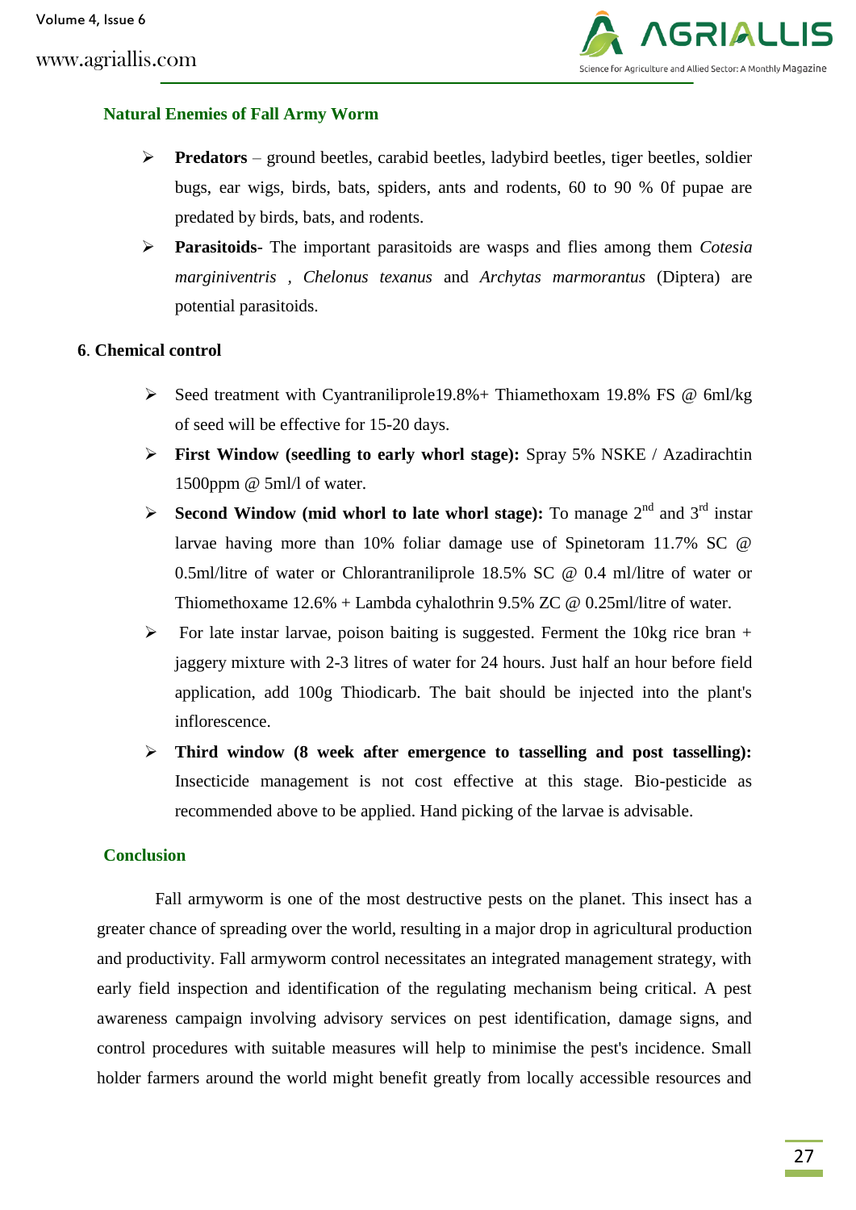### Natural Enemies of Fall Army Worm

- **Predators** – ground beetles, carabid beetles, ladybird beetles, tiger beetles, soldier bugs, ear wigs, birds, bats, spiders, ants and rodents, 60 to 90 % 0f pupae are predated by birds, bats, and rodents.
- **Parasitoids**- The important parasitoids are wasps and flies among them *Cotesia marginiventris* , *Chelonus texanus* and *Archytas marmorantus* (Diptera) are potential parasitoids.

### 6. Chemical control

- Seed treatment with Cyantraniliprole19.8%+ Thiamethoxam 19.8% FS @ 6ml/kg of seed will be effective for 15-20 days.
- **First Window (seedling to early whorl stage):** Spray 5% NSKE / Azadirachtin 1500ppm @ 5ml/l of water.
- **Second Window (mid whorl to late whorl stage):** To manage 2nd and 3rd instar larvae having more than 10% foliar damage use of Spinetoram 11.7% SC @ 0.5ml/litre of water or Chlorantraniliprole 18.5% SC @ 0.4 ml/litre of water or Thiomethoxame 12.6% + Lambda cyhalothrin 9.5% ZC @ 0.25ml/litre of water.
- For late instar larvae, poison baiting is suggested. Ferment the 10kg rice bran + jaggery mixture with 2-3 litres of water for 24 hours. Just half an hour before field application, add 100g Thiodicarb. The bait should be injected into the plant's inflorescence.
- **Third window (8 week after emergence to tasselling and post tasselling):** Insecticide management is not cost effective at this stage. Bio-pesticide as recommended above to be applied. Hand picking of the larvae is advisable.

### Conclusion

Fall armyworm is one of the most destructive pests on the planet. This insect has a greater chance of spreading over the world, resulting in a major drop in agricultural production and productivity. Fall armyworm control necessitates an integrated management strategy, with early field inspection and identification of the regulating mechanism being critical. A pest awareness campaign involving advisory services on pest identification, damage signs, and control procedures with suitable measures will help to minimise the pest's incidence. Small holder farmers around the world might benefit greatly from locally accessible resources and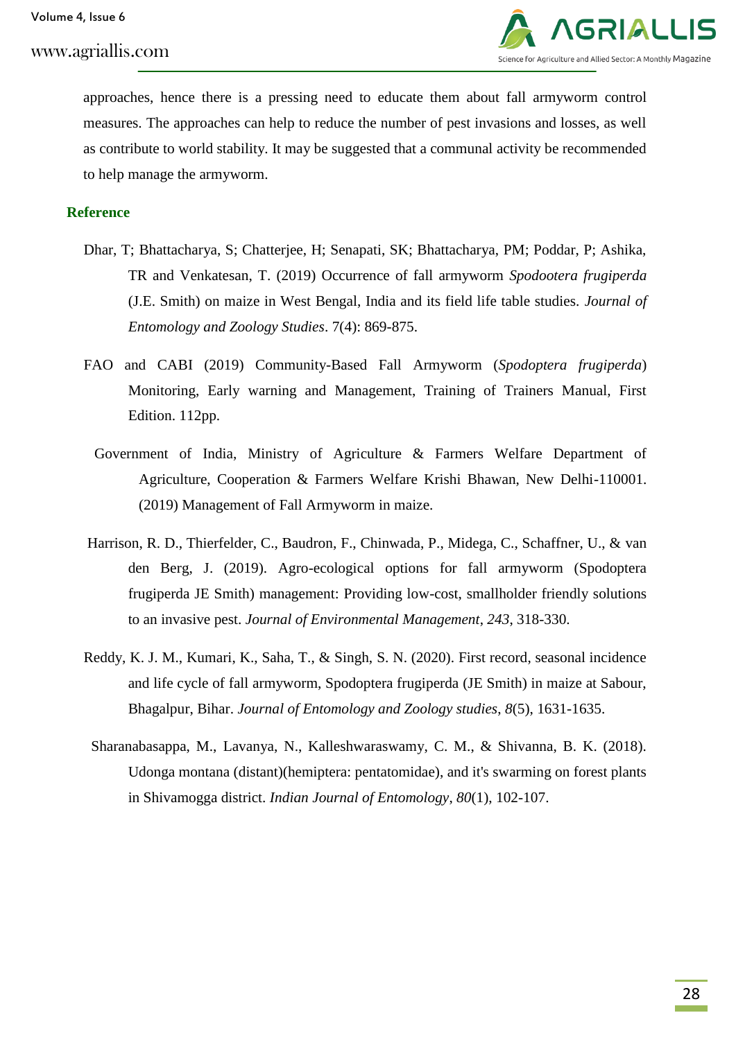approaches, hence there is a pressing need to educate them about fall armyworm control measures. The approaches can help to reduce the number of pest invasions and losses, as well as contribute to world stability. It may be suggested that a communal activity be recommended to help manage the armyworm.

## Reference

Dhar, T; Bhattacharya, S; Chatterjee, H; Senapati, SK; Bhattacharya, PM; Poddar, P; Ashika, TR and Venkatesan, T. (2019) Occurrence of fall armyworm *Spodootera frugiperda* (J.E. Smith) on maize in West Bengal, India and its field life table studies. *Journal of Entomology and Zoology Studies*. 7(4): 869-875.

FAO and CABI (2019) Community-Based Fall Armyworm (*Spodoptera frugiperda*) Monitoring, Early warning and Management, Training of Trainers Manual, First Edition. 112pp.

Government of India, Ministry of Agriculture & Farmers Welfare Department of Agriculture, Cooperation & Farmers Welfare Krishi Bhawan, New Delhi-110001. (2019) Management of Fall Armyworm in maize.

Harrison, R. D., Thierfelder, C., Baudron, F., Chinwada, P., Midega, C., Schaffner, U., & van den Berg, J. (2019). Agro-ecological options for fall armyworm (Spodoptera frugiperda JE Smith) management: Providing low-cost, smallholder friendly solutions to an invasive pest. *Journal of Environmental Management*, *243*, 318-330.

Reddy, K. J. M., Kumari, K., Saha, T., & Singh, S. N. (2020). First record, seasonal incidence and life cycle of fall armyworm, Spodoptera frugiperda (JE Smith) in maize at Sabour, Bhagalpur, Bihar. *Journal of Entomology and Zoology studies*, *8*(5), 1631-1635.

Sharanabasappa, M., Lavanya, N., Kalleshwaraswamy, C. M., & Shivanna, B. K. (2018). Udonga montana (distant)(hemiptera: pentatomidae), and it's swarming on forest plants in Shivamogga district. *Indian Journal of Entomology*, *80*(1), 102-107.